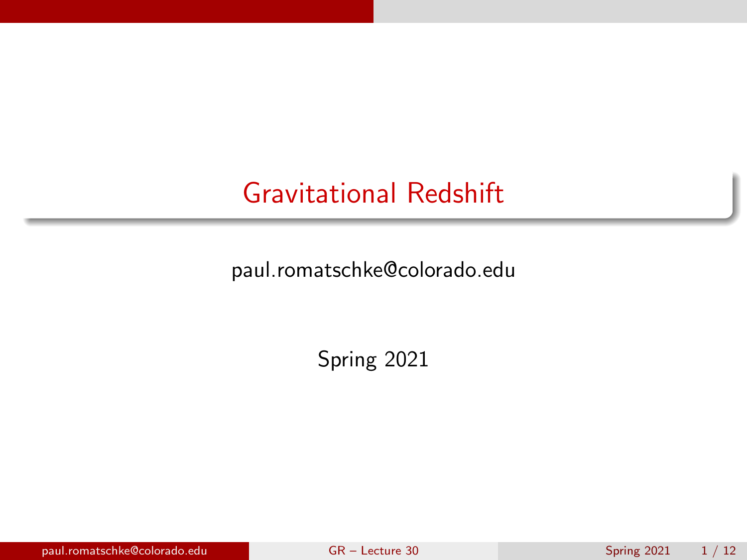# Gravitational Redshift

paul.romatschke@colorado.edu

Spring 2021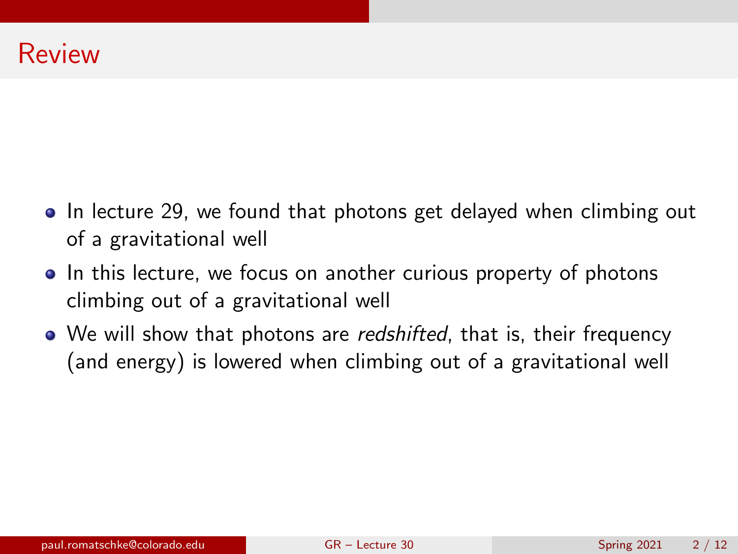# Review

- In lecture 29, we found that photons get delayed when climbing out of a gravitational well
- In this lecture, we focus on another curious property of photons climbing out of a gravitational well
- We will show that photons are *redshifted*, that is, their frequency (and energy) is lowered when climbing out of a gravitational well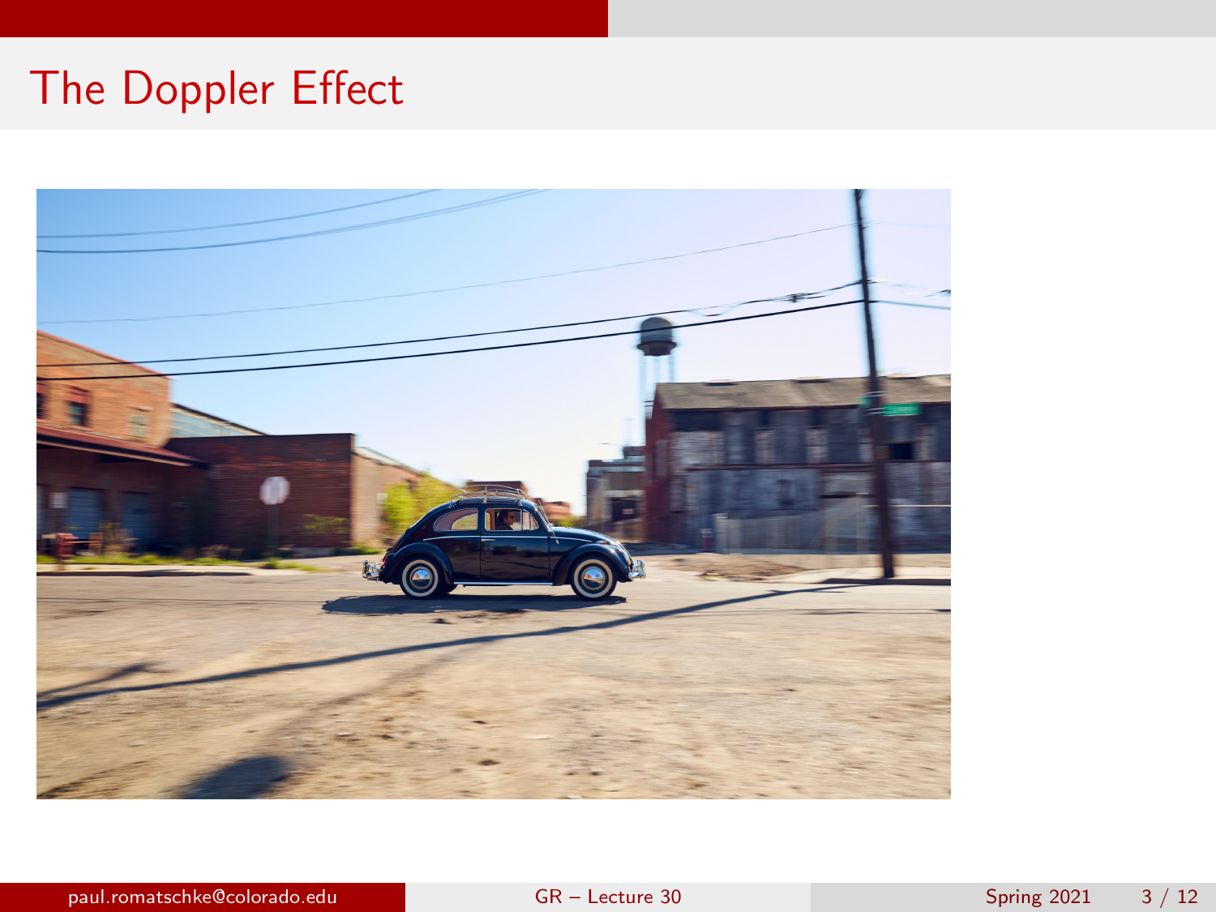# The Doppler Effect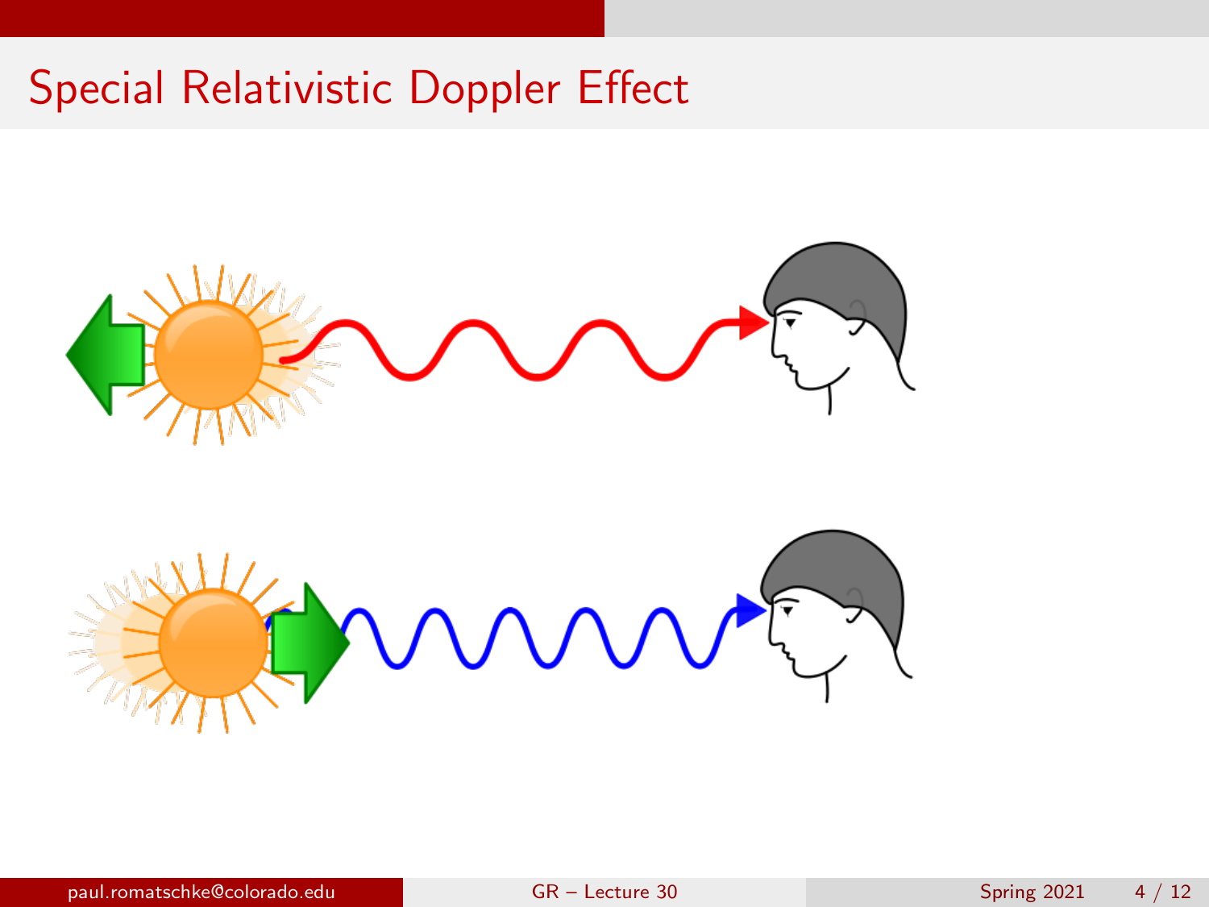# Special Relativistic Doppler Effect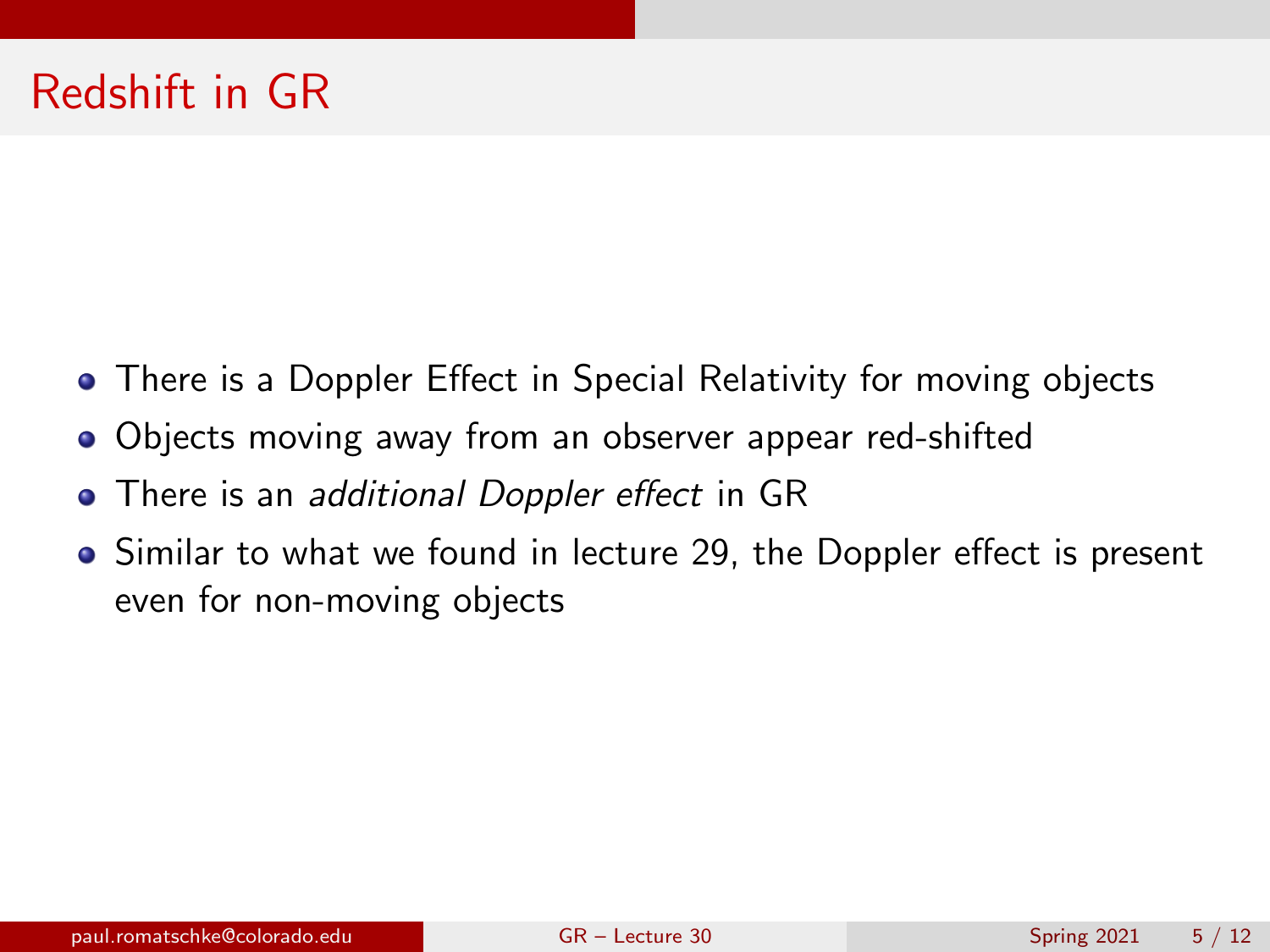# Redshift in GR

- There is a Doppler Effect in Special Relativity for moving objects
- Objects moving away from an observer appear red-shifted
- There is an *additional Doppler effect* in GR
- Similar to what we found in lecture 29, the Doppler effect is present even for non-moving objects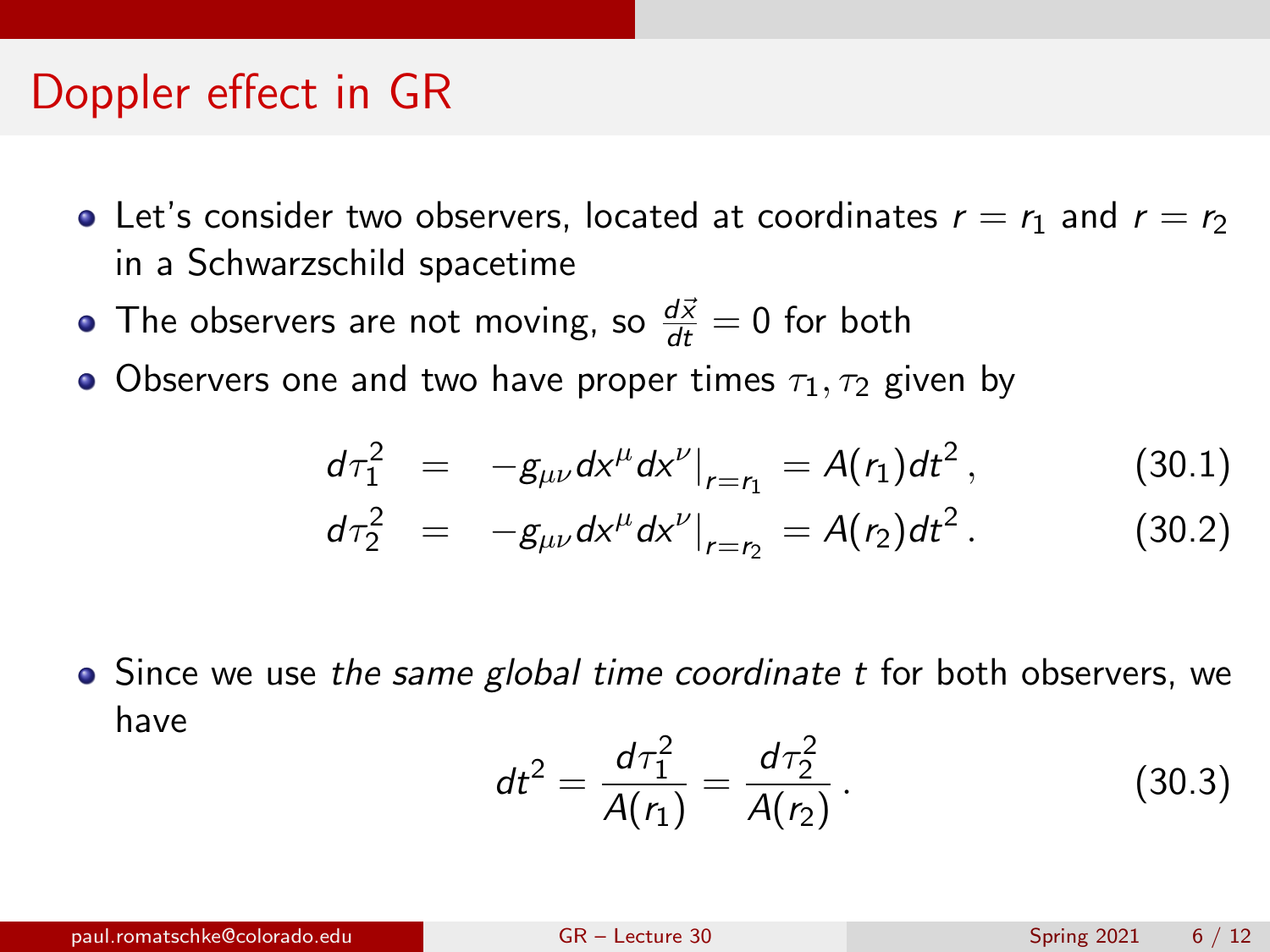# Doppler effect in GR

- Let's consider two observers, located at coordinates $r = r_1$ and $r = r_2$ in a Schwarzschild spacetime
- The observers are not moving, so $\frac{d\vec{x}}{dt} = 0$ for both
- Observers one and two have proper times $\tau_1, \tau_2$ given by

$$
\begin{aligned}
d\tau_1^2 &= -g_{\mu\nu} dx^\mu dx^\nu \big|_{r=r_1} = A(r_1) dt^2 \,, && (30.1) \\
d\tau_2^2 &= -g_{\mu\nu} dx^\mu dx^\nu \big|_{r=r_2} = A(r_2) dt^2 \,. && (30.2)
\end{aligned}
$$

- Since we use *the same global time coordinate t* for both observers, we have

$$
dt^2 = \frac{d\tau_1^2}{A(r_1)} = \frac{d\tau_2^2}{A(r_2)} \,. \tag{30.3}
$$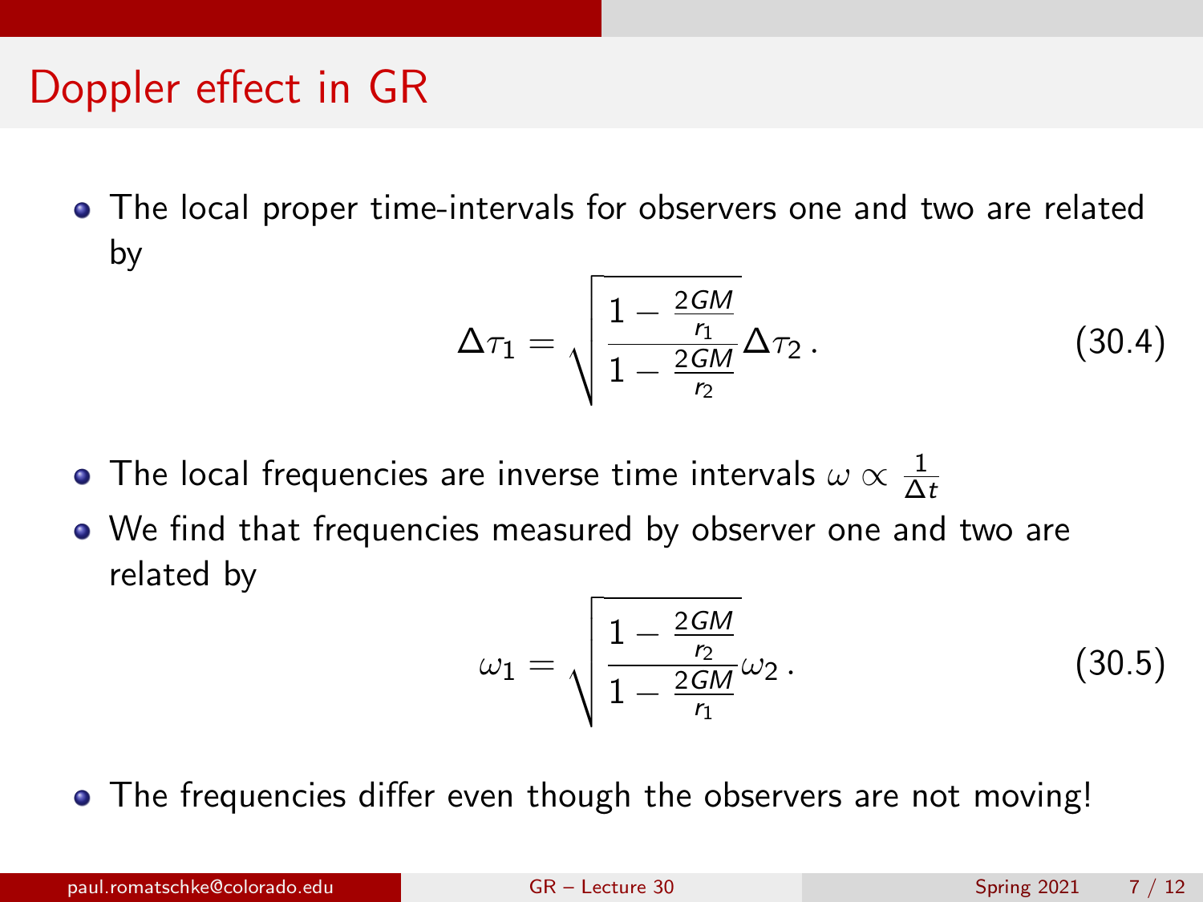# Doppler effect in GR

- The local proper time-intervals for observers one and two are related by

$$\Delta\tau_1 = \sqrt{\frac{1 - \frac{2GM}{r_1}}{1 - \frac{2GM}{r_2}}}\Delta\tau_2 \,. \tag{30.4}$$

- The local frequencies are inverse time intervals $\omega \propto \frac{1}{\Delta t}$
- We find that frequencies measured by observer one and two are related by

$$\omega_1 = \sqrt{\frac{1 - \frac{2GM}{r_2}}{1 - \frac{2GM}{r_1}}}\omega_2 \,. \tag{30.5}$$

- The frequencies differ even though the observers are not moving!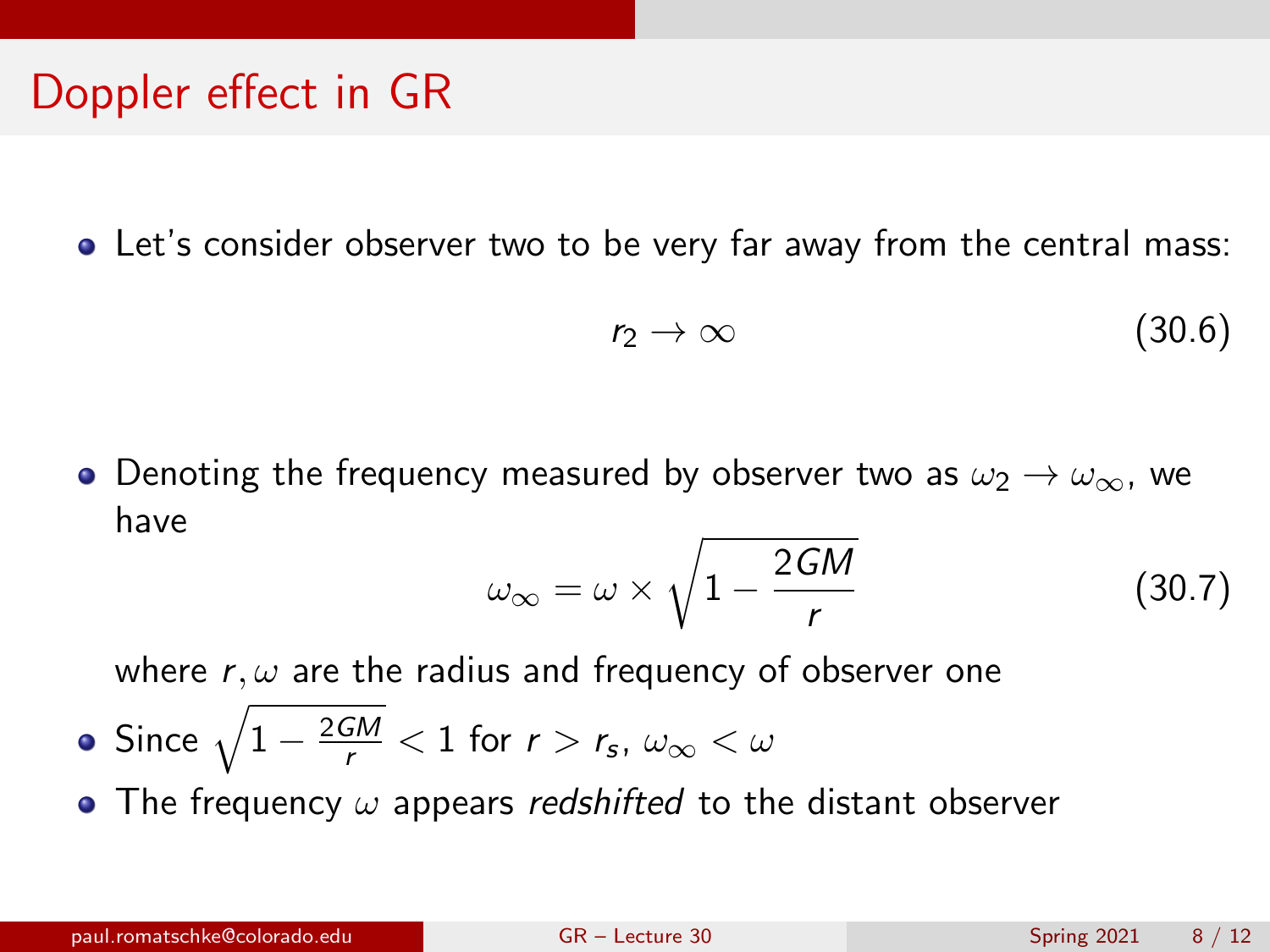# Doppler effect in GR

- Let's consider observer two to be very far away from the central mass:

$$r_2 \to \infty \tag{30.6}$$

- Denoting the frequency measured by observer two as $\omega_2 \to \omega_\infty$, we have

$$\omega_\infty = \omega \times \sqrt{1 - \frac{2GM}{r}} \tag{30.7}$$

  where $r, \omega$ are the radius and frequency of observer one

- Since $\sqrt{1 - \frac{2GM}{r}} < 1$ for $r > r_s$, $\omega_\infty < \omega$
- The frequency $\omega$ appears *redshifted* to the distant observer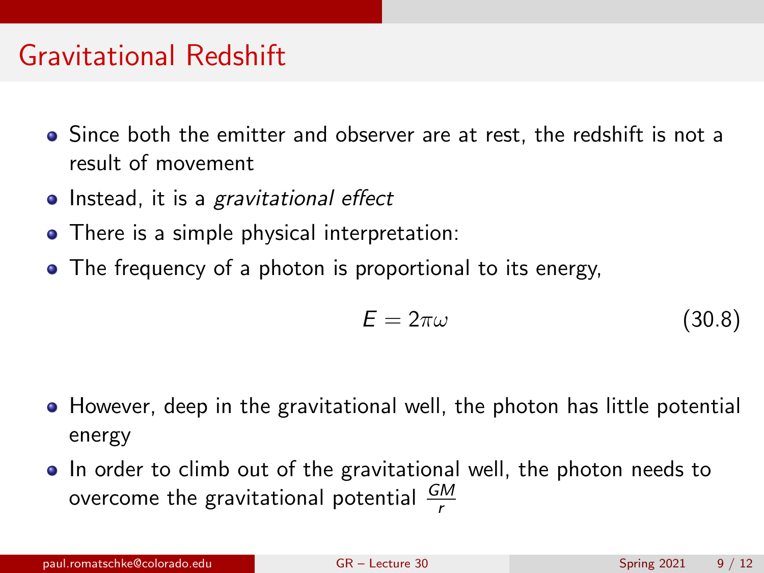# Gravitational Redshift

- Since both the emitter and observer are at rest, the redshift is not a result of movement
- Instead, it is a *gravitational effect*
- There is a simple physical interpretation:
- The frequency of a photon is proportional to its energy,

$$E = 2\pi\omega \tag{30.8}$$

- However, deep in the gravitational well, the photon has little potential energy
- In order to climb out of the gravitational well, the photon needs to overcome the gravitational potential $\frac{GM}{r}$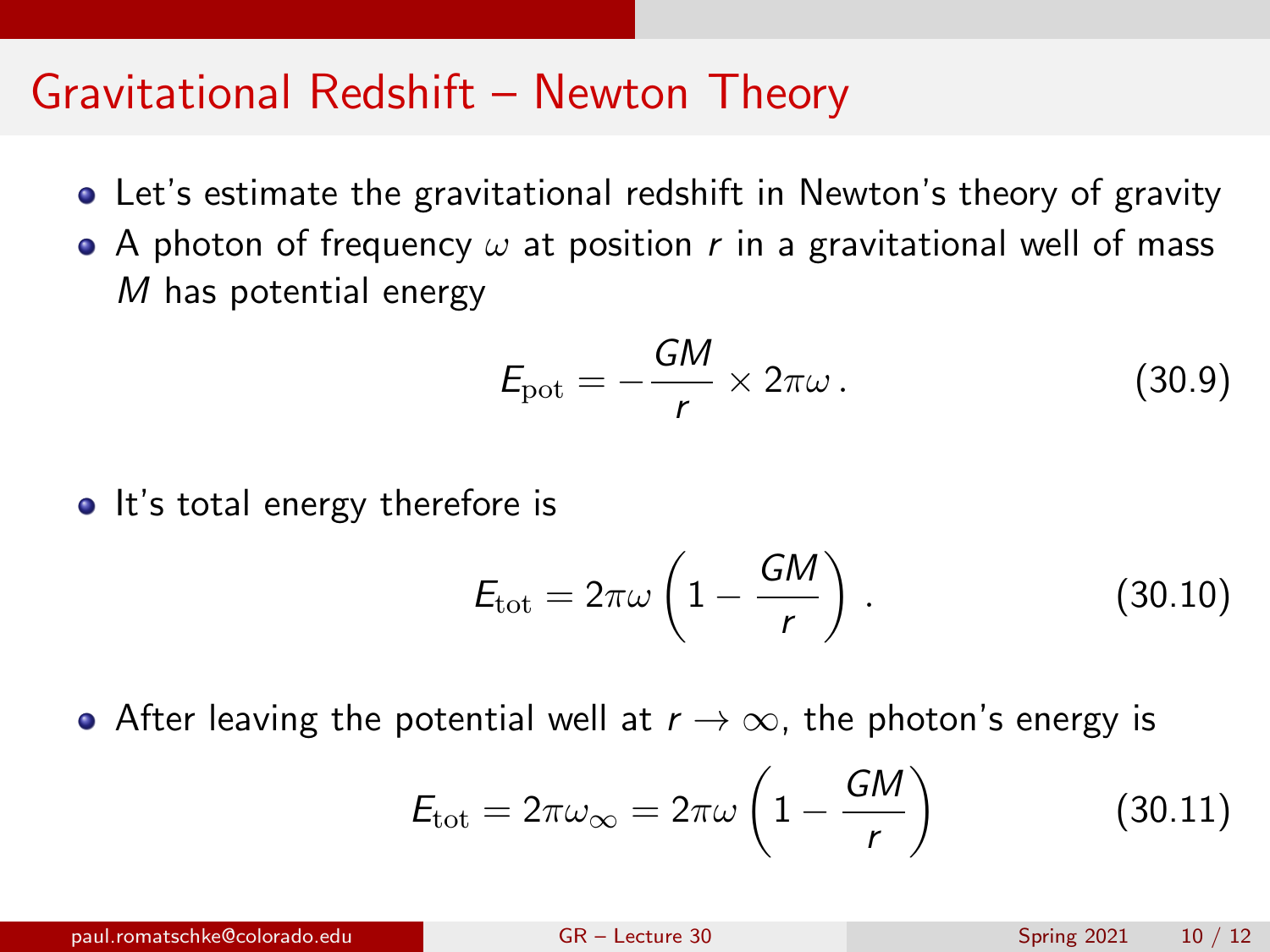# Gravitational Redshift – Newton Theory

- Let's estimate the gravitational redshift in Newton's theory of gravity
- A photon of frequency $\omega$ at position $r$ in a gravitational well of mass $M$ has potential energy

$$E_{\rm pot} = -\frac{GM}{r} \times 2\pi\omega\,. \tag{30.9}$$

- It's total energy therefore is

$$E_{\rm tot} = 2\pi\omega\left(1 - \frac{GM}{r}\right)\,. \tag{30.10}$$

- After leaving the potential well at $r \to \infty$, the photon's energy is

$$E_{\rm tot} = 2\pi\omega_\infty = 2\pi\omega\left(1 - \frac{GM}{r}\right) \tag{30.11}$$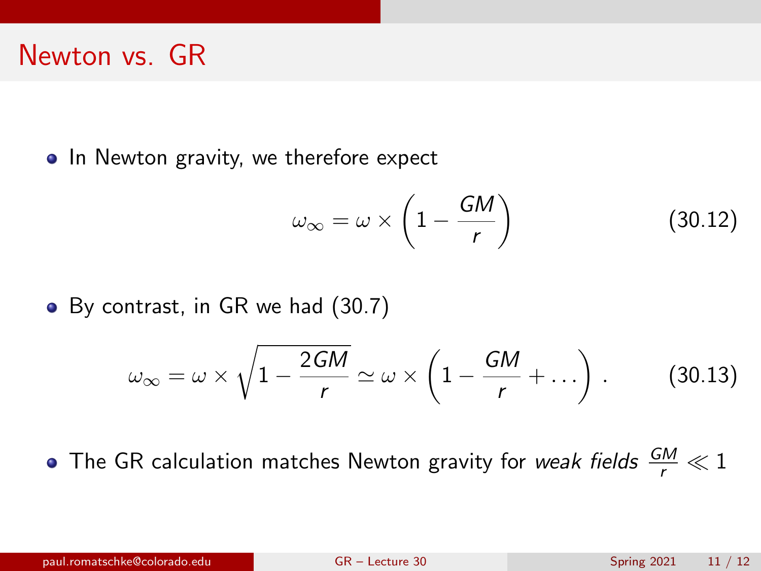## Newton vs. GR

- In Newton gravity, we therefore expect

$$\omega_\infty = \omega \times \left(1 - \frac{GM}{r}\right) \tag{30.12}$$

- By contrast, in GR we had (30.7)

$$\omega_\infty = \omega \times \sqrt{1 - \frac{2GM}{r}} \simeq \omega \times \left(1 - \frac{GM}{r} + \ldots\right) . \tag{30.13}$$

- The GR calculation matches Newton gravity for *weak fields* $\frac{GM}{r} \ll 1$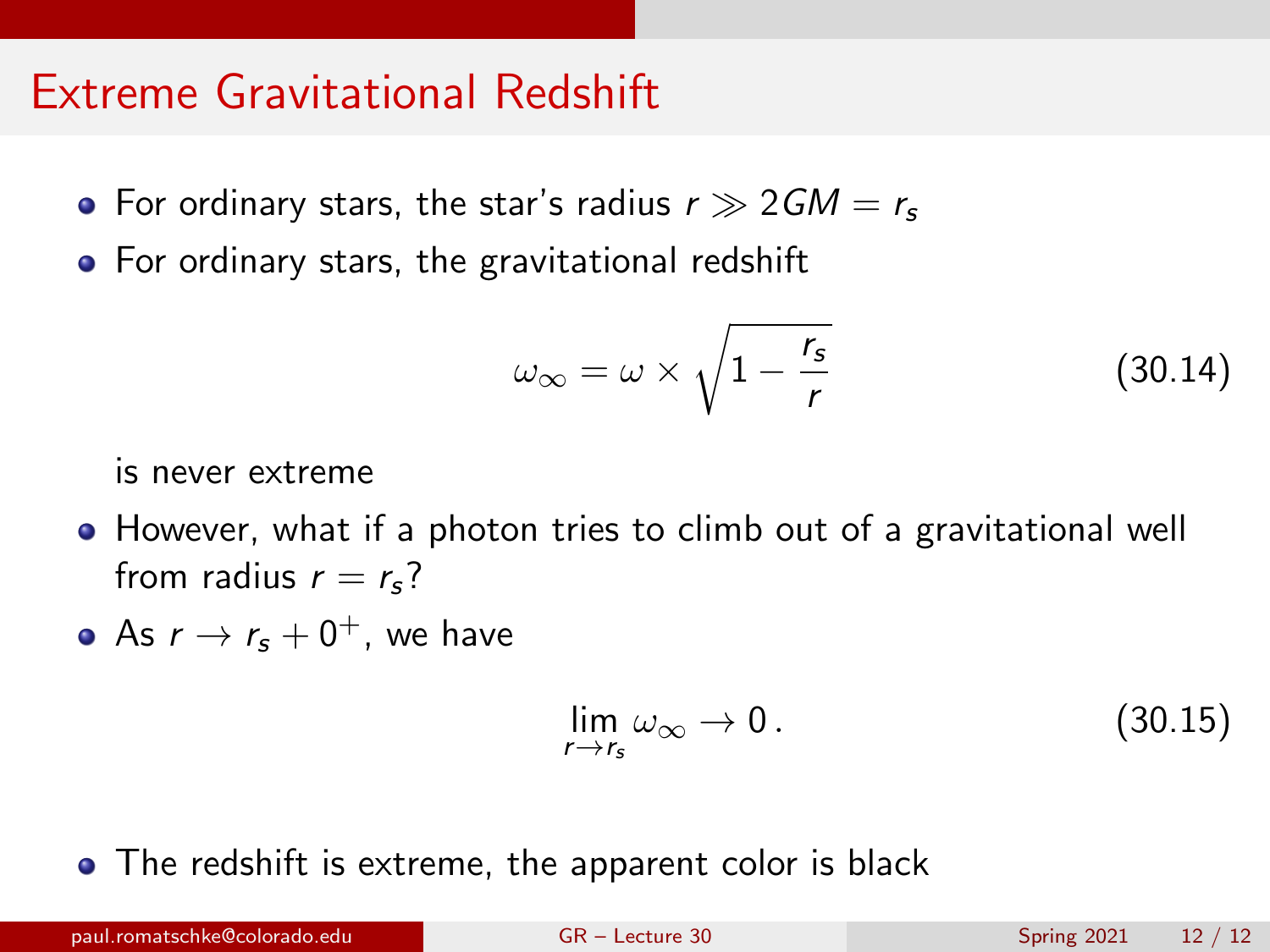# Extreme Gravitational Redshift

- For ordinary stars, the star's radius $r \gg 2GM = r_s$
- For ordinary stars, the gravitational redshift

$$\omega_\infty = \omega \times \sqrt{1 - \frac{r_s}{r}} \tag{30.14}$$

  is never extreme

- However, what if a photon tries to climb out of a gravitational well from radius $r = r_s$?
- As $r \to r_s + 0^+$, we have

$$\lim_{r \to r_s} \omega_\infty \to 0\,. \tag{30.15}$$

- The redshift is extreme, the apparent color is black